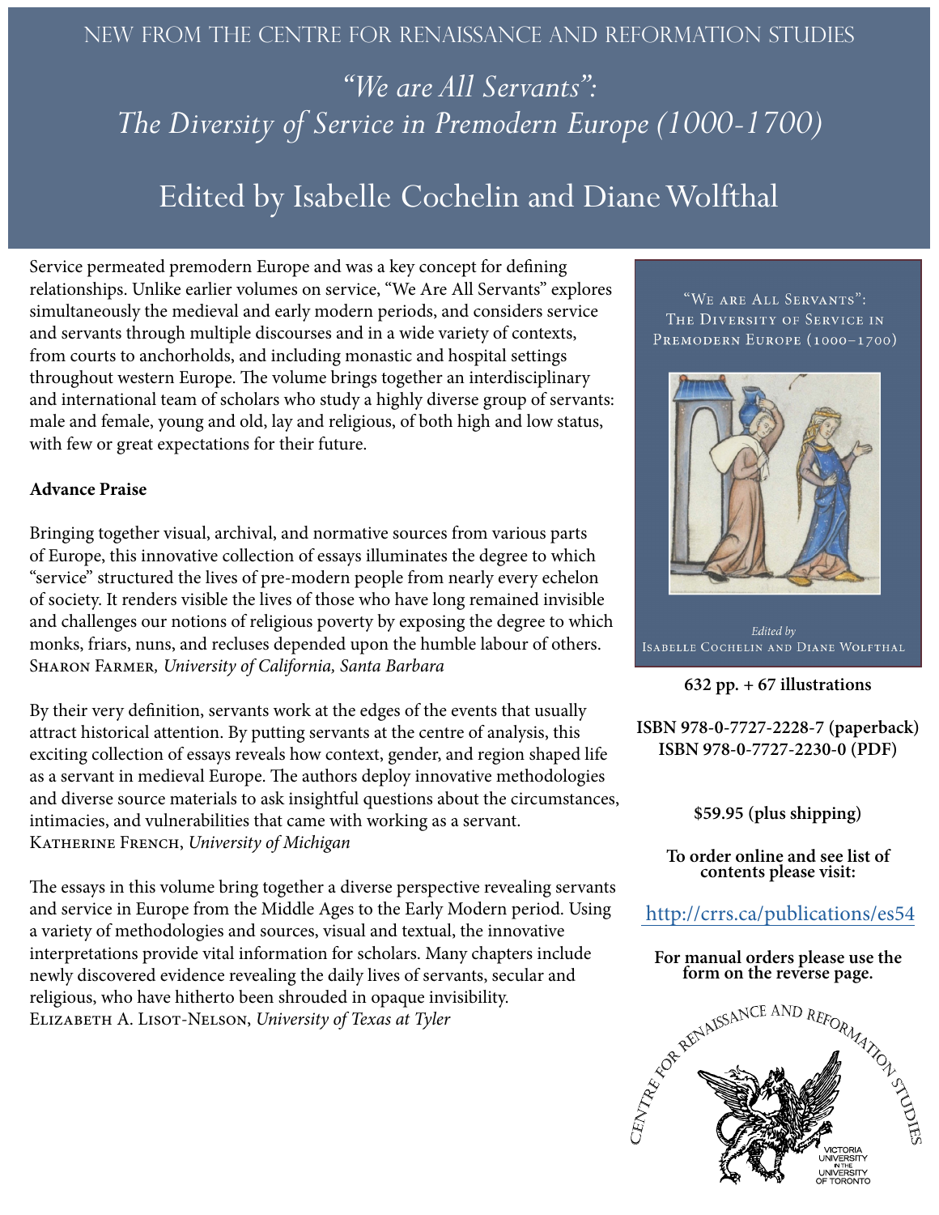NEW FROM THE CENTRE FOR RENAISSANCE AND REFORMATION STUDIES

# *"We are All Servants": The Diversity of Service in Premodern Europe (1000-1700)*

## Edited by Isabelle Cochelin and Diane Wolfthal

Service permeated premodern Europe and was a key concept for defining relationships. Unlike earlier volumes on service, "We Are All Servants" explores simultaneously the medieval and early modern periods, and considers service and servants through multiple discourses and in a wide variety of contexts, from courts to anchorholds, and including monastic and hospital settings throughout western Europe. The volume brings together an interdisciplinary and international team of scholars who study a highly diverse group of servants: male and female, young and old, lay and religious, of both high and low status, with few or great expectations for their future.

**Advance Praise**

Bringing together visual, archival, and normative sources from various parts of Europe, this innovative collection of essays illuminates the degree to which "service" structured the lives of pre-modern people from nearly every echelon of society. It renders visible the lives of those who have long remained invisible and challenges our notions of religious poverty by exposing the degree to which monks, friars, nuns, and recluses depended upon the humble labour of others.
Sharon Farmer, *University of California, Santa Barbara*

By their very definition, servants work at the edges of the events that usually attract historical attention. By putting servants at the centre of analysis, this exciting collection of essays reveals how context, gender, and region shaped life as a servant in medieval Europe. The authors deploy innovative methodologies and diverse source materials to ask insightful questions about the circumstances, intimacies, and vulnerabilities that came with working as a servant.
Katherine French, *University of Michigan*

The essays in this volume bring together a diverse perspective revealing servants and service in Europe from the Middle Ages to the Early Modern period. Using a variety of methodologies and sources, visual and textual, the innovative interpretations provide vital information for scholars. Many chapters include newly discovered evidence revealing the daily lives of servants, secular and religious, who have hitherto been shrouded in opaque invisibility.
Elizabeth A. Lisot-Nelson, *University of Texas at Tyler*

"We are All Servants": The Diversity of Service in Premodern Europe (1000–1700)

*Edited by*
Isabelle Cochelin and Diane Wolfthal

**632 pp. + 67 illustrations**

**ISBN 978-0-7727-2228-7 (paperback)**
**ISBN 978-0-7727-2230-0 (PDF)**

**$59.95 (plus shipping)**

**To order online and see list of contents please visit:**

http://crrs.ca/publications/es54

**For manual orders please use the form on the reverse page.**

CENTRE FOR RENAISSANCE AND REFORMATION STUDIES

VICTORIA UNIVERSITY IN THE UNIVERSITY OF TORONTO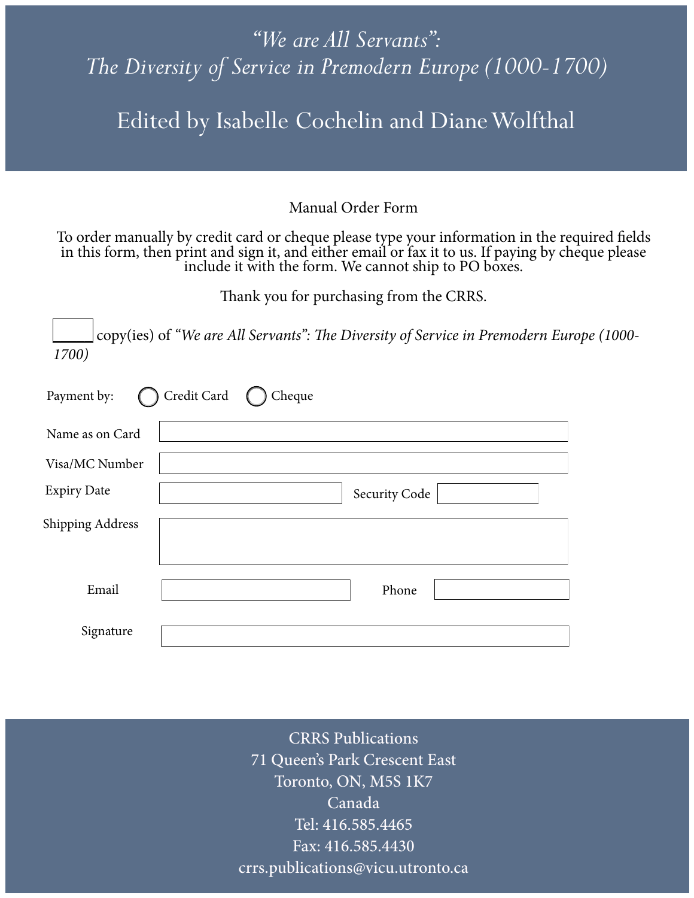# *"We are All Servants": The Diversity of Service in Premodern Europe (1000-1700)*

## Edited by Isabelle Cochelin and Diane Wolfthal

Manual Order Form

To order manually by credit card or cheque please type your information in the required fields in this form, then print and sign it, and either email or fax it to us. If paying by cheque please include it with the form. We cannot ship to PO boxes.

Thank you for purchasing from the CRRS.

\_\_\_\_\_ copy(ies) of *"We are All Servants": The Diversity of Service in Premodern Europe (1000-1700)*

Payment by: ◯ Credit Card ◯ Cheque

Name as on Card

Visa/MC Number

Expiry Date

Security Code

Shipping Address

Email

Phone

Signature

CRRS Publications
71 Queen's Park Crescent East
Toronto, ON, M5S 1K7
Canada
Tel: 416.585.4465
Fax: 416.585.4430
crrs.publications@vicu.utronto.ca